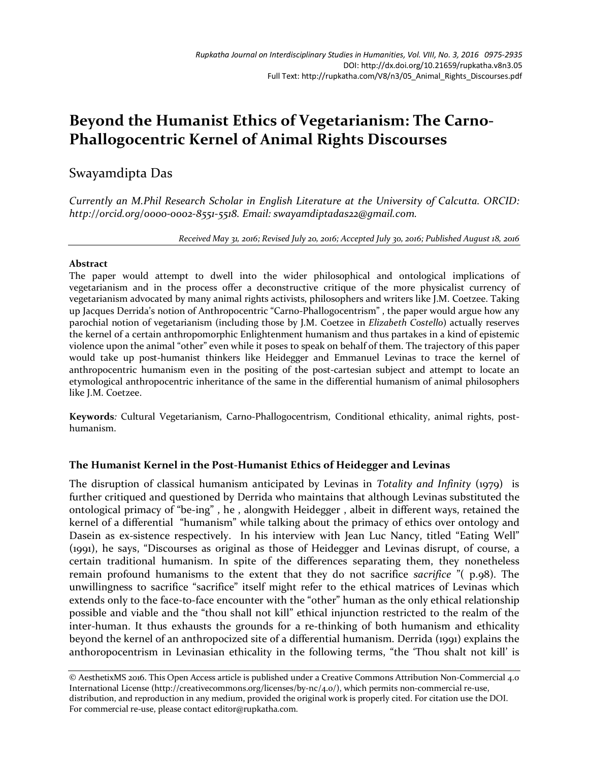Rupkatha Journal on Interdisciplinary Studies in Humanities, Vol. VIII, No. 3, 2016 0975-2935
DOI: http://dx.doi.org/10.21659/rupkatha.v8n3.05
Full Text: http://rupkatha.com/V8/n3/05_Animal_Rights_Discourses.pdf

# Beyond the Humanist Ethics of Vegetarianism: The Carno-Phallogocentric Kernel of Animal Rights Discourses

Swayamdipta Das

*Currently an M.Phil Research Scholar in English Literature at the University of Calcutta. ORCID: http://orcid.org/0000-0002-8551-5518. Email: swayamdiptadas22@gmail.com.*

*Received May 31, 2016; Revised July 20, 2016; Accepted July 30, 2016; Published August 18, 2016*

**Abstract**

The paper would attempt to dwell into the wider philosophical and ontological implications of vegetarianism and in the process offer a deconstructive critique of the more physicalist currency of vegetarianism advocated by many animal rights activists, philosophers and writers like J.M. Coetzee. Taking up Jacques Derrida's notion of Anthropocentric "Carno-Phallogocentrism" , the paper would argue how any parochial notion of vegetarianism (including those by J.M. Coetzee in *Elizabeth Costello*) actually reserves the kernel of a certain anthropomorphic Enlightenment humanism and thus partakes in a kind of epistemic violence upon the animal "other" even while it poses to speak on behalf of them. The trajectory of this paper would take up post-humanist thinkers like Heidegger and Emmanuel Levinas to trace the kernel of anthropocentric humanism even in the positing of the post-cartesian subject and attempt to locate an etymological anthropocentric inheritance of the same in the differential humanism of animal philosophers like J.M. Coetzee.

**Keywords***:* Cultural Vegetarianism, Carno-Phallogocentrism, Conditional ethicality, animal rights, post-humanism.

### The Humanist Kernel in the Post-Humanist Ethics of Heidegger and Levinas

The disruption of classical humanism anticipated by Levinas in *Totality and Infinity* (1979) is further critiqued and questioned by Derrida who maintains that although Levinas substituted the ontological primacy of "be-ing" , he , alongwith Heidegger , albeit in different ways, retained the kernel of a differential "humanism" while talking about the primacy of ethics over ontology and Dasein as ex-sistence respectively. In his interview with Jean Luc Nancy, titled "Eating Well" (1991), he says, "Discourses as original as those of Heidegger and Levinas disrupt, of course, a certain traditional humanism. In spite of the differences separating them, they nonetheless remain profound humanisms to the extent that they do not sacrifice *sacrifice* "( p.98). The unwillingness to sacrifice "sacrifice" itself might refer to the ethical matrices of Levinas which extends only to the face-to-face encounter with the "other" human as the only ethical relationship possible and viable and the "thou shall not kill" ethical injunction restricted to the realm of the inter-human. It thus exhausts the grounds for a re-thinking of both humanism and ethicality beyond the kernel of an anthropocized site of a differential humanism. Derrida (1991) explains the anthoropocentrism in Levinasian ethicality in the following terms, "the 'Thou shalt not kill' is

© AesthetixMS 2016. This Open Access article is published under a Creative Commons Attribution Non-Commercial 4.0 International License (http://creativecommons.org/licenses/by-nc/4.0/), which permits non-commercial re-use, distribution, and reproduction in any medium, provided the original work is properly cited. For citation use the DOI. For commercial re-use, please contact editor@rupkatha.com.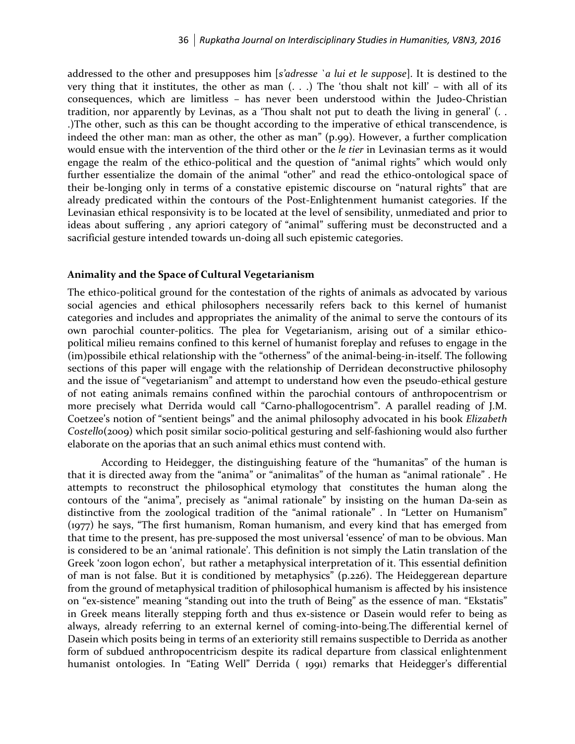addressed to the other and presupposes him [*s'adresse `a lui et le suppose*]. It is destined to the very thing that it institutes, the other as man (. . .) The 'thou shalt not kill' – with all of its consequences, which are limitless – has never been understood within the Judeo-Christian tradition, nor apparently by Levinas, as a 'Thou shalt not put to death the living in general' (. . .)The other, such as this can be thought according to the imperative of ethical transcendence, is indeed the other man: man as other, the other as man" (p.99). However, a further complication would ensue with the intervention of the third other or the *le tier* in Levinasian terms as it would engage the realm of the ethico-political and the question of "animal rights" which would only further essentialize the domain of the animal "other" and read the ethico-ontological space of their be-longing only in terms of a constative epistemic discourse on "natural rights" that are already predicated within the contours of the Post-Enlightenment humanist categories. If the Levinasian ethical responsivity is to be located at the level of sensibility, unmediated and prior to ideas about suffering , any apriori category of "animal" suffering must be deconstructed and a sacrificial gesture intended towards un-doing all such epistemic categories.

### Animality and the Space of Cultural Vegetarianism

The ethico-political ground for the contestation of the rights of animals as advocated by various social agencies and ethical philosophers necessarily refers back to this kernel of humanist categories and includes and appropriates the animality of the animal to serve the contours of its own parochial counter-politics. The plea for Vegetarianism, arising out of a similar ethico-political milieu remains confined to this kernel of humanist foreplay and refuses to engage in the (im)possibile ethical relationship with the "otherness" of the animal-being-in-itself. The following sections of this paper will engage with the relationship of Derridean deconstructive philosophy and the issue of "vegetarianism" and attempt to understand how even the pseudo-ethical gesture of not eating animals remains confined within the parochial contours of anthropocentrism or more precisely what Derrida would call "Carno-phallogocentrism". A parallel reading of J.M. Coetzee's notion of "sentient beings" and the animal philosophy advocated in his book *Elizabeth Costello*(2009) which posit similar socio-political gesturing and self-fashioning would also further elaborate on the aporias that an such animal ethics must contend with.

According to Heidegger, the distinguishing feature of the "humanitas" of the human is that it is directed away from the "anima" or "animalitas" of the human as "animal rationale" . He attempts to reconstruct the philosophical etymology that constitutes the human along the contours of the "anima", precisely as "animal rationale" by insisting on the human Da-sein as distinctive from the zoological tradition of the "animal rationale" . In "Letter on Humanism" (1977) he says, "The first humanism, Roman humanism, and every kind that has emerged from that time to the present, has pre-supposed the most universal 'essence' of man to be obvious. Man is considered to be an 'animal rationale'. This definition is not simply the Latin translation of the Greek 'zoon logon echon', but rather a metaphysical interpretation of it. This essential definition of man is not false. But it is conditioned by metaphysics" (p.226). The Heideggerean departure from the ground of metaphysical tradition of philosophical humanism is affected by his insistence on "ex-sistence" meaning "standing out into the truth of Being" as the essence of man. "Ekstatis" in Greek means literally stepping forth and thus ex-sistence or Dasein would refer to being as always, already referring to an external kernel of coming-into-being.The differential kernel of Dasein which posits being in terms of an exteriority still remains suspectible to Derrida as another form of subdued anthropocentricism despite its radical departure from classical enlightenment humanist ontologies. In "Eating Well" Derrida ( 1991) remarks that Heidegger's differential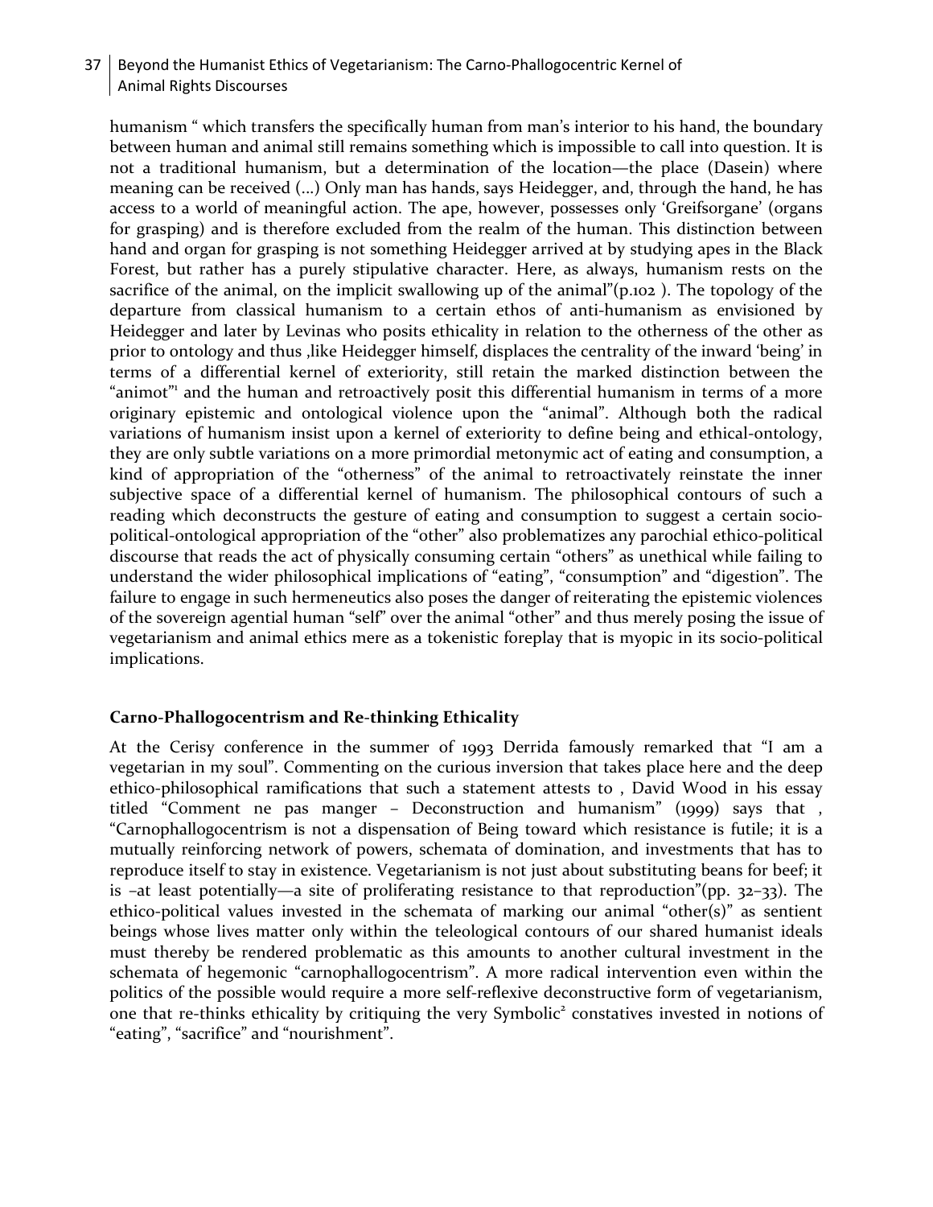humanism " which transfers the specifically human from man's interior to his hand, the boundary between human and animal still remains something which is impossible to call into question. It is not a traditional humanism, but a determination of the location—the place (Dasein) where meaning can be received (...) Only man has hands, says Heidegger, and, through the hand, he has access to a world of meaningful action. The ape, however, possesses only 'Greifsorgane' (organs for grasping) and is therefore excluded from the realm of the human. This distinction between hand and organ for grasping is not something Heidegger arrived at by studying apes in the Black Forest, but rather has a purely stipulative character. Here, as always, humanism rests on the sacrifice of the animal, on the implicit swallowing up of the animal"(p.102 ). The topology of the departure from classical humanism to a certain ethos of anti-humanism as envisioned by Heidegger and later by Levinas who posits ethicality in relation to the otherness of the other as prior to ontology and thus ,like Heidegger himself, displaces the centrality of the inward 'being' in terms of a differential kernel of exteriority, still retain the marked distinction between the "animot"[1] and the human and retroactively posit this differential humanism in terms of a more originary epistemic and ontological violence upon the "animal". Although both the radical variations of humanism insist upon a kernel of exteriority to define being and ethical-ontology, they are only subtle variations on a more primordial metonymic act of eating and consumption, a kind of appropriation of the "otherness" of the animal to retroactivately reinstate the inner subjective space of a differential kernel of humanism. The philosophical contours of such a reading which deconstructs the gesture of eating and consumption to suggest a certain socio-political-ontological appropriation of the "other" also problematizes any parochial ethico-political discourse that reads the act of physically consuming certain "others" as unethical while failing to understand the wider philosophical implications of "eating", "consumption" and "digestion". The failure to engage in such hermeneutics also poses the danger of reiterating the epistemic violences of the sovereign agential human "self" over the animal "other" and thus merely posing the issue of vegetarianism and animal ethics mere as a tokenistic foreplay that is myopic in its socio-political implications.

## Carno-Phallogocentrism and Re-thinking Ethicality

At the Cerisy conference in the summer of 1993 Derrida famously remarked that "I am a vegetarian in my soul". Commenting on the curious inversion that takes place here and the deep ethico-philosophical ramifications that such a statement attests to , David Wood in his essay titled "Comment ne pas manger – Deconstruction and humanism" (1999) says that , "Carnophallogocentrism is not a dispensation of Being toward which resistance is futile; it is a mutually reinforcing network of powers, schemata of domination, and investments that has to reproduce itself to stay in existence. Vegetarianism is not just about substituting beans for beef; it is –at least potentially—a site of proliferating resistance to that reproduction"(pp. 32–33). The ethico-political values invested in the schemata of marking our animal "other(s)" as sentient beings whose lives matter only within the teleological contours of our shared humanist ideals must thereby be rendered problematic as this amounts to another cultural investment in the schemata of hegemonic "carnophallogocentrism". A more radical intervention even within the politics of the possible would require a more self-reflexive deconstructive form of vegetarianism, one that re-thinks ethicality by critiquing the very Symbolic[2] constatives invested in notions of "eating", "sacrifice" and "nourishment".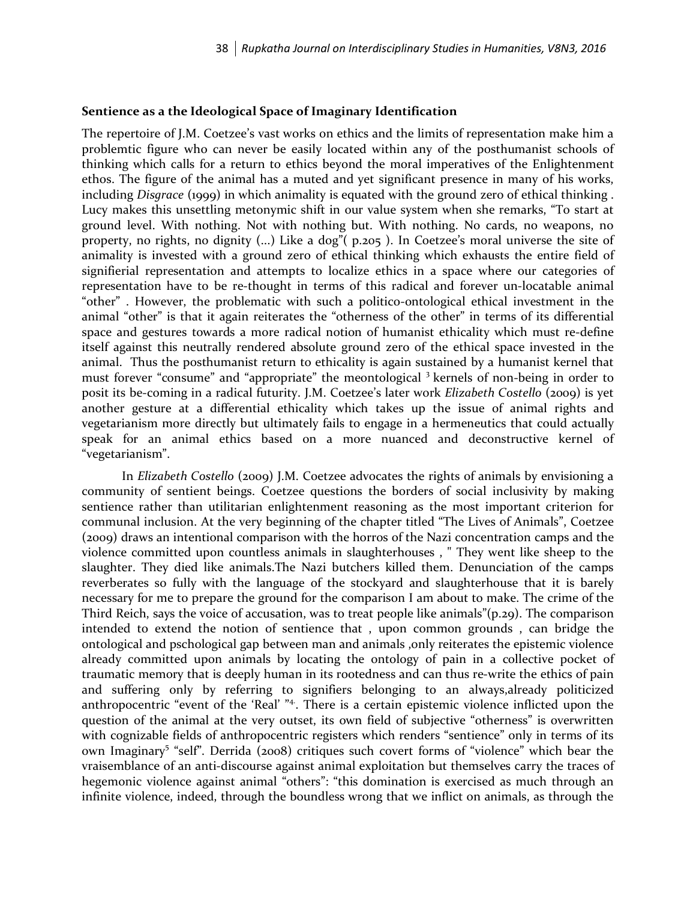### Sentience as a the Ideological Space of Imaginary Identification

The repertoire of J.M. Coetzee's vast works on ethics and the limits of representation make him a problemtic figure who can never be easily located within any of the posthumanist schools of thinking which calls for a return to ethics beyond the moral imperatives of the Enlightenment ethos. The figure of the animal has a muted and yet significant presence in many of his works, including *Disgrace* (1999) in which animality is equated with the ground zero of ethical thinking . Lucy makes this unsettling metonymic shift in our value system when she remarks, "To start at ground level. With nothing. Not with nothing but. With nothing. No cards, no weapons, no property, no rights, no dignity (...) Like a dog"( p.205 ). In Coetzee's moral universe the site of animality is invested with a ground zero of ethical thinking which exhausts the entire field of signifierial representation and attempts to localize ethics in a space where our categories of representation have to be re-thought in terms of this radical and forever un-locatable animal "other" . However, the problematic with such a politico-ontological ethical investment in the animal "other" is that it again reiterates the "otherness of the other" in terms of its differential space and gestures towards a more radical notion of humanist ethicality which must re-define itself against this neutrally rendered absolute ground zero of the ethical space invested in the animal. Thus the posthumanist return to ethicality is again sustained by a humanist kernel that must forever "consume" and "appropriate" the meontological [3] kernels of non-being in order to posit its be-coming in a radical futurity. J.M. Coetzee's later work *Elizabeth Costello* (2009) is yet another gesture at a differential ethicality which takes up the issue of animal rights and vegetarianism more directly but ultimately fails to engage in a hermeneutics that could actually speak for an animal ethics based on a more nuanced and deconstructive kernel of "vegetarianism".

In *Elizabeth Costello* (2009) J.M. Coetzee advocates the rights of animals by envisioning a community of sentient beings. Coetzee questions the borders of social inclusivity by making sentience rather than utilitarian enlightenment reasoning as the most important criterion for communal inclusion. At the very beginning of the chapter titled "The Lives of Animals", Coetzee (2009) draws an intentional comparison with the horros of the Nazi concentration camps and the violence committed upon countless animals in slaughterhouses , " They went like sheep to the slaughter. They died like animals.The Nazi butchers killed them. Denunciation of the camps reverberates so fully with the language of the stockyard and slaughterhouse that it is barely necessary for me to prepare the ground for the comparison I am about to make. The crime of the Third Reich, says the voice of accusation, was to treat people like animals"(p.29). The comparison intended to extend the notion of sentience that , upon common grounds , can bridge the ontological and pschological gap between man and animals ,only reiterates the epistemic violence already committed upon animals by locating the ontology of pain in a collective pocket of traumatic memory that is deeply human in its rootedness and can thus re-write the ethics of pain and suffering only by referring to signifiers belonging to an always,already politicized anthropocentric "event of the 'Real' "[4]. There is a certain epistemic violence inflicted upon the question of the animal at the very outset, its own field of subjective "otherness" is overwritten with cognizable fields of anthropocentric registers which renders "sentience" only in terms of its own Imaginary[5] "self". Derrida (2008) critiques such covert forms of "violence" which bear the vraisemblance of an anti-discourse against animal exploitation but themselves carry the traces of hegemonic violence against animal "others": "this domination is exercised as much through an infinite violence, indeed, through the boundless wrong that we inflict on animals, as through the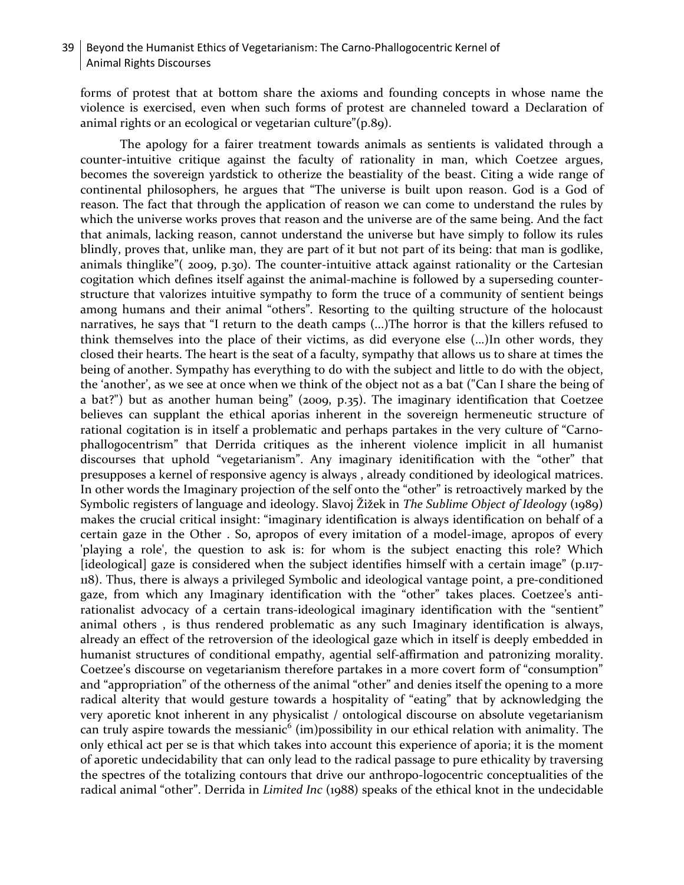forms of protest that at bottom share the axioms and founding concepts in whose name the violence is exercised, even when such forms of protest are channeled toward a Declaration of animal rights or an ecological or vegetarian culture"(p.89).

The apology for a fairer treatment towards animals as sentients is validated through a counter-intuitive critique against the faculty of rationality in man, which Coetzee argues, becomes the sovereign yardstick to otherize the beastiality of the beast. Citing a wide range of continental philosophers, he argues that "The universe is built upon reason. God is a God of reason. The fact that through the application of reason we can come to understand the rules by which the universe works proves that reason and the universe are of the same being. And the fact that animals, lacking reason, cannot understand the universe but have simply to follow its rules blindly, proves that, unlike man, they are part of it but not part of its being: that man is godlike, animals thinglike"( 2009, p.30). The counter-intuitive attack against rationality or the Cartesian cogitation which defines itself against the animal-machine is followed by a superseding counter-structure that valorizes intuitive sympathy to form the truce of a community of sentient beings among humans and their animal "others". Resorting to the quilting structure of the holocaust narratives, he says that "I return to the death camps (...)The horror is that the killers refused to think themselves into the place of their victims, as did everyone else (...)In other words, they closed their hearts. The heart is the seat of a faculty, sympathy that allows us to share at times the being of another. Sympathy has everything to do with the subject and little to do with the object, the 'another', as we see at once when we think of the object not as a bat ("Can I share the being of a bat?") but as another human being" (2009, p.35). The imaginary identification that Coetzee believes can supplant the ethical aporias inherent in the sovereign hermeneutic structure of rational cogitation is in itself a problematic and perhaps partakes in the very culture of "Carno-phallogocentrism" that Derrida critiques as the inherent violence implicit in all humanist discourses that uphold "vegetarianism". Any imaginary idenitification with the "other" that presupposes a kernel of responsive agency is always , already conditioned by ideological matrices. In other words the Imaginary projection of the self onto the "other" is retroactively marked by the Symbolic registers of language and ideology. Slavoj Žižek in *The Sublime Object of Ideology* (1989) makes the crucial critical insight: "imaginary identification is always identification on behalf of a certain gaze in the Other . So, apropos of every imitation of a model-image, apropos of every 'playing a role', the question to ask is: for whom is the subject enacting this role? Which [ideological] gaze is considered when the subject identifies himself with a certain image" (p.117-118). Thus, there is always a privileged Symbolic and ideological vantage point, a pre-conditioned gaze, from which any Imaginary identification with the "other" takes places. Coetzee's anti-rationalist advocacy of a certain trans-ideological imaginary identification with the "sentient" animal others , is thus rendered problematic as any such Imaginary identification is always, already an effect of the retroversion of the ideological gaze which in itself is deeply embedded in humanist structures of conditional empathy, agential self-affirmation and patronizing morality. Coetzee's discourse on vegetarianism therefore partakes in a more covert form of "consumption" and "appropriation" of the otherness of the animal "other" and denies itself the opening to a more radical alterity that would gesture towards a hospitality of "eating" that by acknowledging the very aporetic knot inherent in any physicalist / ontological discourse on absolute vegetarianism can truly aspire towards the messianic[6] (im)possibility in our ethical relation with animality. The only ethical act per se is that which takes into account this experience of aporia; it is the moment of aporetic undecidability that can only lead to the radical passage to pure ethicality by traversing the spectres of the totalizing contours that drive our anthropo-logocentric conceptualities of the radical animal "other". Derrida in *Limited Inc* (1988) speaks of the ethical knot in the undecidable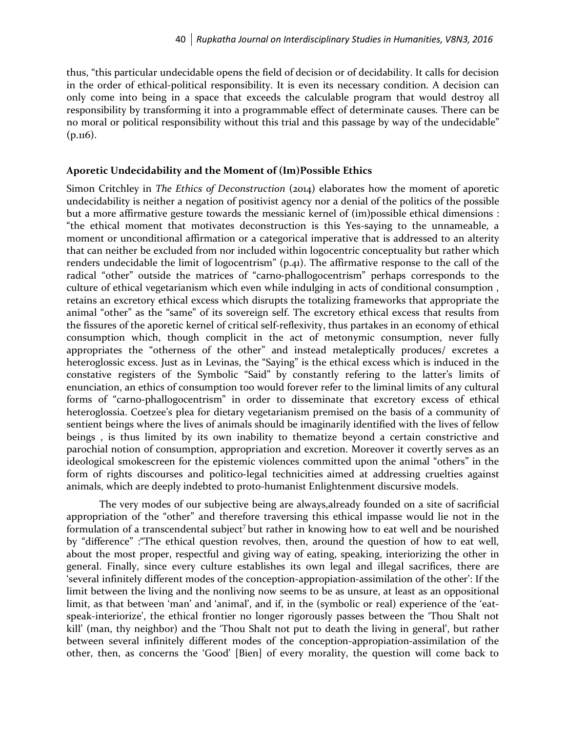thus, "this particular undecidable opens the field of decision or of decidability. It calls for decision in the order of ethical-political responsibility. It is even its necessary condition. A decision can only come into being in a space that exceeds the calculable program that would destroy all responsibility by transforming it into a programmable effect of determinate causes. There can be no moral or political responsibility without this trial and this passage by way of the undecidable" (p.116).

### Aporetic Undecidability and the Moment of (Im)Possible Ethics

Simon Critchley in *The Ethics of Deconstruction* (2014) elaborates how the moment of aporetic undecidability is neither a negation of positivist agency nor a denial of the politics of the possible but a more affirmative gesture towards the messianic kernel of (im)possible ethical dimensions : "the ethical moment that motivates deconstruction is this Yes-saying to the unnameable, a moment or unconditional affirmation or a categorical imperative that is addressed to an alterity that can neither be excluded from nor included within logocentric conceptuality but rather which renders undecidable the limit of logocentrism" (p.41). The affirmative response to the call of the radical "other" outside the matrices of "carno-phallogocentrism" perhaps corresponds to the culture of ethical vegetarianism which even while indulging in acts of conditional consumption , retains an excretory ethical excess which disrupts the totalizing frameworks that appropriate the animal "other" as the "same" of its sovereign self. The excretory ethical excess that results from the fissures of the aporetic kernel of critical self-reflexivity, thus partakes in an economy of ethical consumption which, though complicit in the act of metonymic consumption, never fully appropriates the "otherness of the other" and instead metaleptically produces/ excretes a heteroglossic excess. Just as in Levinas, the "Saying" is the ethical excess which is induced in the constative registers of the Symbolic "Said" by constantly refering to the latter's limits of enunciation, an ethics of consumption too would forever refer to the liminal limits of any cultural forms of "carno-phallogocentrism" in order to disseminate that excretory excess of ethical heteroglossia. Coetzee's plea for dietary vegetarianism premised on the basis of a community of sentient beings where the lives of animals should be imaginarily identified with the lives of fellow beings , is thus limited by its own inability to thematize beyond a certain constrictive and parochial notion of consumption, appropriation and excretion. Moreover it covertly serves as an ideological smokescreen for the epistemic violences committed upon the animal "others" in the form of rights discourses and politico-legal technicities aimed at addressing cruelties against animals, which are deeply indebted to proto-humanist Enlightenment discursive models.

The very modes of our subjective being are always,already founded on a site of sacrificial appropriation of the "other" and therefore traversing this ethical impasse would lie not in the formulation of a transcendental subject[7] but rather in knowing how to eat well and be nourished by "difference" :"The ethical question revolves, then, around the question of how to eat well, about the most proper, respectful and giving way of eating, speaking, interiorizing the other in general. Finally, since every culture establishes its own legal and illegal sacrifices, there are 'several infinitely different modes of the conception-appropiation-assimilation of the other': If the limit between the living and the nonliving now seems to be as unsure, at least as an oppositional limit, as that between 'man' and 'animal', and if, in the (symbolic or real) experience of the 'eat-speak-interiorize', the ethical frontier no longer rigorously passes between the 'Thou Shalt not kill' (man, thy neighbor) and the 'Thou Shalt not put to death the living in general', but rather between several infinitely different modes of the conception-appropiation-assimilation of the other, then, as concerns the 'Good' [Bien] of every morality, the question will come back to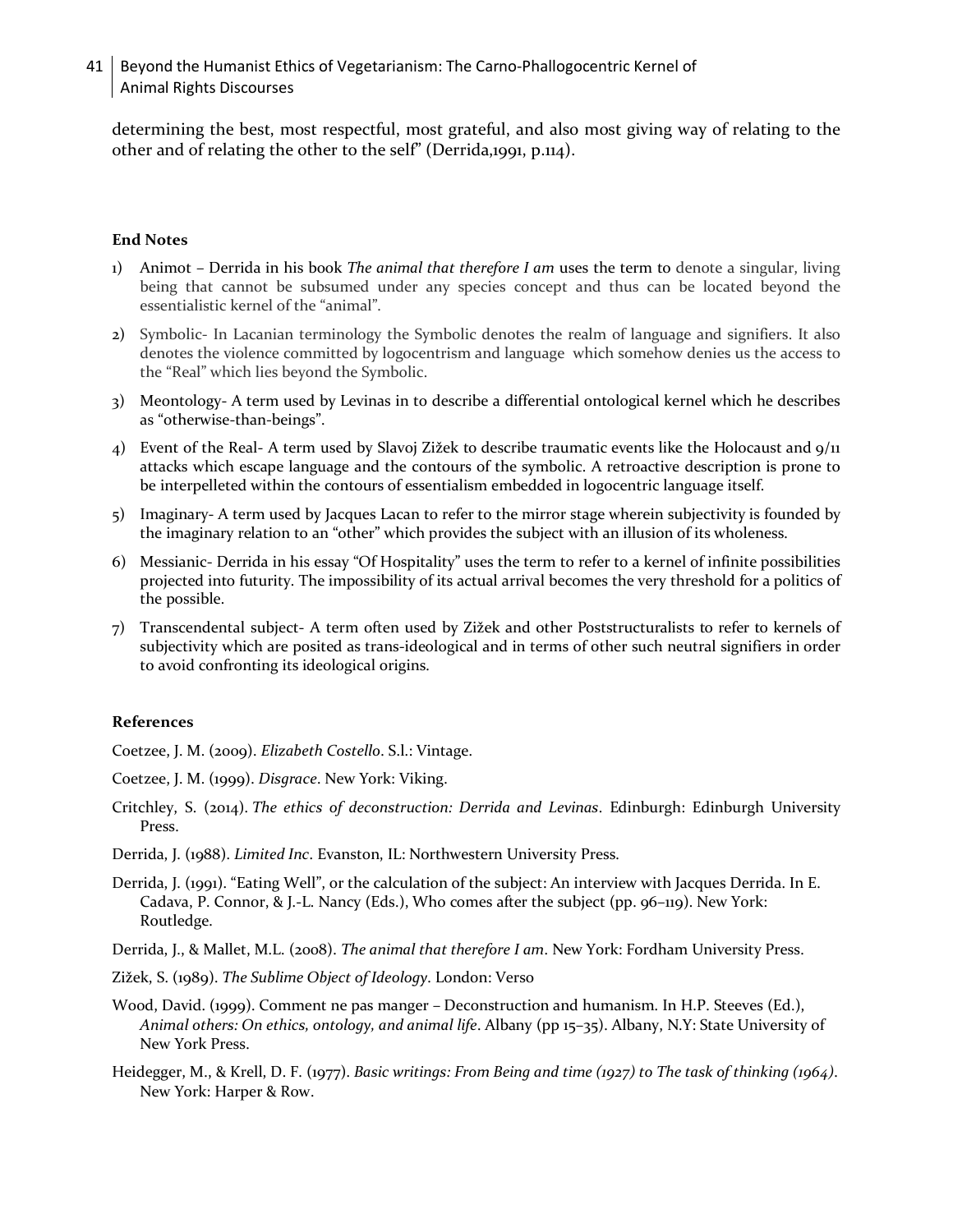determining the best, most respectful, most grateful, and also most giving way of relating to the other and of relating the other to the self" (Derrida,1991, p.114).

**End Notes**

1) Animot – Derrida in his book *The animal that therefore I am* uses the term to denote a singular, living being that cannot be subsumed under any species concept and thus can be located beyond the essentialistic kernel of the "animal".
2) Symbolic- In Lacanian terminology the Symbolic denotes the realm of language and signifiers. It also denotes the violence committed by logocentrism and language which somehow denies us the access to the "Real" which lies beyond the Symbolic.
3) Meontology- A term used by Levinas in to describe a differential ontological kernel which he describes as "otherwise-than-beings".
4) Event of the Real- A term used by Slavoj Zižek to describe traumatic events like the Holocaust and 9/11 attacks which escape language and the contours of the symbolic. A retroactive description is prone to be interpelleted within the contours of essentialism embedded in logocentric language itself.
5) Imaginary- A term used by Jacques Lacan to refer to the mirror stage wherein subjectivity is founded by the imaginary relation to an "other" which provides the subject with an illusion of its wholeness.
6) Messianic- Derrida in his essay "Of Hospitality" uses the term to refer to a kernel of infinite possibilities projected into futurity. The impossibility of its actual arrival becomes the very threshold for a politics of the possible.
7) Transcendental subject- A term often used by Zižek and other Poststructuralists to refer to kernels of subjectivity which are posited as trans-ideological and in terms of other such neutral signifiers in order to avoid confronting its ideological origins.

**References**

Coetzee, J. M. (2009). *Elizabeth Costello*. S.l.: Vintage.

Coetzee, J. M. (1999). *Disgrace*. New York: Viking.

Critchley, S. (2014). *The ethics of deconstruction: Derrida and Levinas*. Edinburgh: Edinburgh University Press.

Derrida, J. (1988). *Limited Inc*. Evanston, IL: Northwestern University Press.

Derrida, J. (1991). "Eating Well", or the calculation of the subject: An interview with Jacques Derrida. In E. Cadava, P. Connor, & J.-L. Nancy (Eds.), Who comes after the subject (pp. 96–119). New York: Routledge.

Derrida, J., & Mallet, M.L. (2008). *The animal that therefore I am*. New York: Fordham University Press.

Zižek, S. (1989). *The Sublime Object of Ideology*. London: Verso

Wood, David. (1999). Comment ne pas manger – Deconstruction and humanism. In H.P. Steeves (Ed.), *Animal others: On ethics, ontology, and animal life*. Albany (pp 15–35). Albany, N.Y: State University of New York Press.

Heidegger, M., & Krell, D. F. (1977). *Basic writings: From Being and time (1927) to The task of thinking (1964)*. New York: Harper & Row.